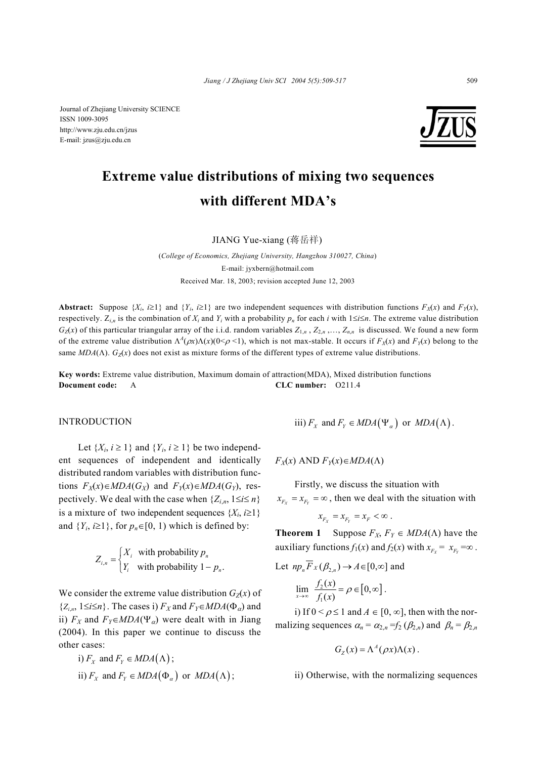Journal of Zhejiang University SCIENCE
ISSN 1009-3095
http://www.zju.edu.cn/jzus
E-mail: jzus@zju.edu.cn

# Extreme value distributions of mixing two sequences with different MDA's

JIANG Yue-xiang (蒋岳祥)

(*College of Economics, Zhejiang University, Hangzhou 310027, China*)

E-mail: jyxbern@hotmail.com

Received Mar. 18, 2003; revision accepted June 12, 2003

**Abstract:** Suppose $\{X_i, i\geq 1\}$ and $\{Y_i, i\geq 1\}$ are two independent sequences with distribution functions $F_X(x)$ and $F_Y(x)$, respectively. $Z_{i,n}$ is the combination of $X_i$ and $Y_i$ with a probability $p_n$ for each $i$ with $1\leq i\leq n$. The extreme value distribution $G_Z(x)$ of this particular triangular array of the i.i.d. random variables $Z_{1,n}$, $Z_{2,n}$ ,…, $Z_{n,n}$ is discussed. We found a new form of the extreme value distribution $\Lambda^A(\rho x)\Lambda(x)(0<\rho<1)$, which is not max-stable. It occurs if $F_X(x)$ and $F_Y(x)$ belong to the same $MDA(\Lambda)$. $G_Z(x)$ does not exist as mixture forms of the different types of extreme value distributions.

**Key words:** Extreme value distribution, Maximum domain of attraction(MDA), Mixed distribution functions
**Document code:** A **CLC number:** O211.4

## INTRODUCTION

Let $\{X_i, i \geq 1\}$ and $\{Y_i, i \geq 1\}$ be two independent sequences of independent and identically distributed random variables with distribution functions $F_X(x)\in MDA(G_X)$ and $F_Y(x)\in MDA(G_Y)$, respectively. We deal with the case when $\{Z_{i,n}, 1\leq i\leq n\}$ is a mixture of two independent sequences $\{X_i, i\geq 1\}$ and $\{Y_i, i\geq 1\}$, for $p_n\in[0, 1)$ which is defined by:

$$Z_{i,n} = \begin{cases} X_i & \text{with probability } p_n \\ Y_i & \text{with probability } 1-p_n. \end{cases}$$

We consider the extreme value distribution $G_Z(x)$ of $\{Z_{i,n}, 1\leq i\leq n\}$. The cases i) $F_X$ and $F_Y\in MDA(\Phi_\alpha)$ and ii) $F_X$ and $F_Y\in MDA(\Psi_\alpha)$ were dealt with in Jiang (2004). In this paper we continue to discuss the other cases:

i) $F_X$ and $F_Y \in MDA(\Lambda)$;

ii) $F_X$ and $F_Y \in MDA(\Phi_\alpha)$ or $MDA(\Lambda)$;

iii) $F_X$ and $F_Y \in MDA(\Psi_\alpha)$ or $MDA(\Lambda)$.

## $F_X(x)$ AND $F_Y(x)\in MDA(\Lambda)$

Firstly, we discuss the situation with $x_{F_X} = x_{F_Y} = \infty$, then we deal with the situation with

$$x_{F_X} = x_{F_Y} = x_F < \infty .$$

**Theorem 1** Suppose $F_X$, $F_Y \in MDA(\Lambda)$ have the auxiliary functions $f_1(x)$ and $f_2(x)$ with $x_{F_X} = x_{F_Y} = \infty$. Let $np_n\overline{F}_X(\beta_{2,n}) \to A\in[0,\infty]$ and

$$\lim_{x\to\infty} \frac{f_2(x)}{f_1(x)} = \rho \in [0,\infty] .$$

i) If $0 < \rho \leq 1$ and $A \in [0, \infty]$, then with the normalizing sequences $\alpha_n = \alpha_{2,n} = f_2(\beta_{2,n})$ and $\beta_n = \beta_{2,n}$

$$G_Z(x) = \Lambda^A(\rho x)\Lambda(x) .$$

ii) Otherwise, with the normalizing sequences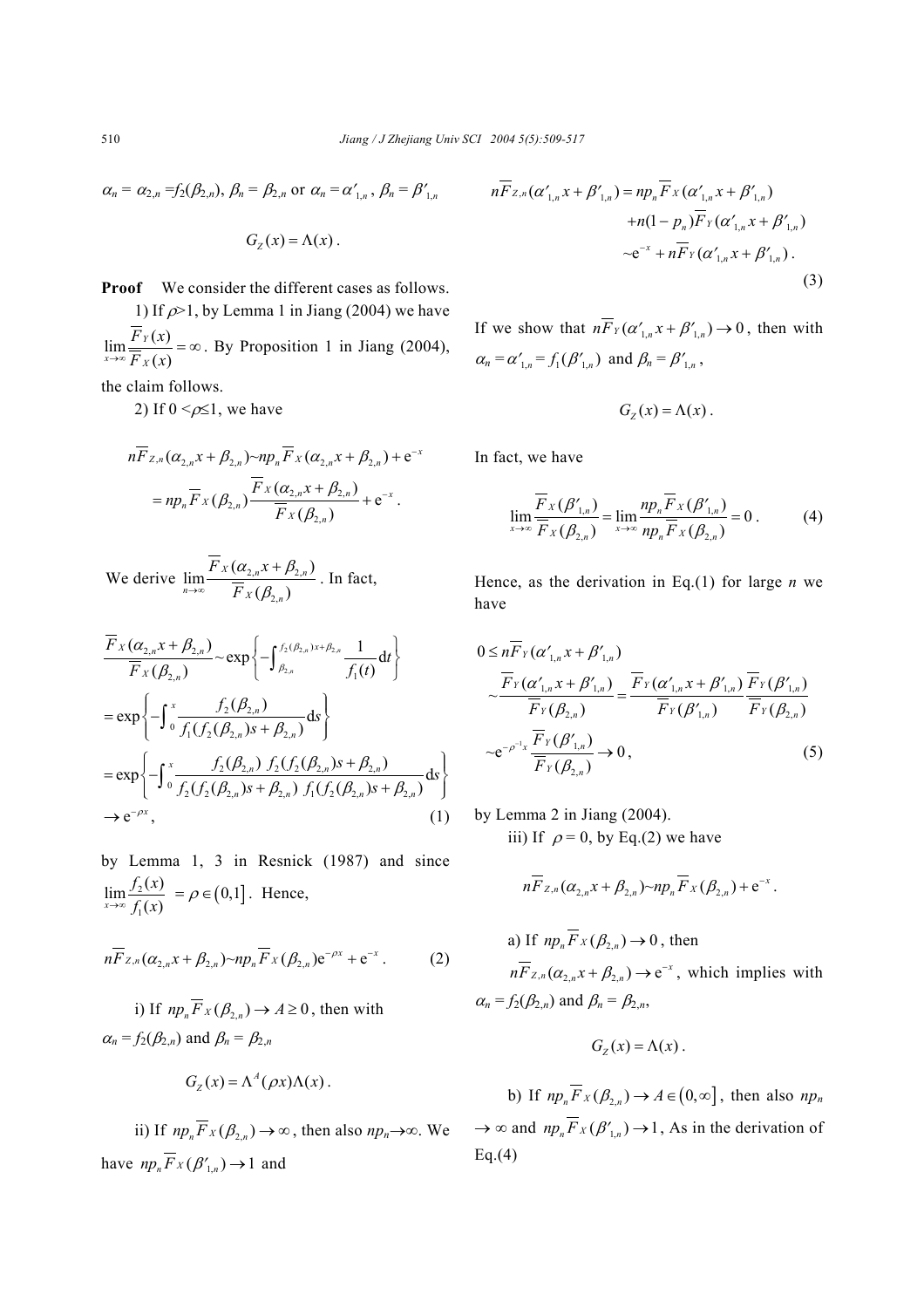$\alpha_n = \alpha_{2,n} = f_2(\beta_{2,n})$, $\beta_n = \beta_{2,n}$ or $\alpha_n = \alpha'_{1,n}$, $\beta_n = \beta'_{1,n}$

$$G_Z(x) = \Lambda(x).$$

**Proof** We consider the different cases as follows.

1) If $\rho>1$, by Lemma 1 in Jiang (2004) we have $\lim_{x\to\infty}\frac{\overline{F}_Y(x)}{\overline{F}_X(x)} = \infty$. By Proposition 1 in Jiang (2004), the claim follows.

2) If $0<\rho\le 1$, we have

$$n\overline{F}_{Z,n}(\alpha_{2,n}x+\beta_{2,n}) \sim np_n\overline{F}_X(\alpha_{2,n}x+\beta_{2,n}) + \mathrm{e}^{-x}$$
$$= np_n\overline{F}_X(\beta_{2,n})\frac{\overline{F}_X(\alpha_{2,n}x+\beta_{2,n})}{\overline{F}_X(\beta_{2,n})} + \mathrm{e}^{-x}.$$

We derive $\lim_{n\to\infty}\frac{\overline{F}_X(\alpha_{2,n}x+\beta_{2,n})}{\overline{F}_X(\beta_{2,n})}$. In fact,

$$\frac{\overline{F}_X(\alpha_{2,n}x+\beta_{2,n})}{\overline{F}_X(\beta_{2,n})} \sim \exp\left\{-\int_{\beta_{2,n}}^{f_2(\beta_{2,n})x+\beta_{2,n}}\frac{1}{f_1(t)}\mathrm{d}t\right\}$$
$$= \exp\left\{-\int_0^x \frac{f_2(\beta_{2,n})}{f_1(f_2(\beta_{2,n})s+\beta_{2,n})}\mathrm{d}s\right\}$$
$$= \exp\left\{-\int_0^x \frac{f_2(\beta_{2,n})}{f_2(f_2(\beta_{2,n})s+\beta_{2,n})}\frac{f_2(f_2(\beta_{2,n})s+\beta_{2,n})}{f_1(f_2(\beta_{2,n})s+\beta_{2,n})}\mathrm{d}s\right\}$$
$$\to \mathrm{e}^{-\rho x}, \tag{1}$$

by Lemma 1, 3 in Resnick (1987) and since $\lim_{x\to\infty}\frac{f_2(x)}{f_1(x)} = \rho \in (0,1]$. Hence,

$$n\overline{F}_{Z,n}(\alpha_{2,n}x+\beta_{2,n}) \sim np_n\overline{F}_X(\beta_{2,n})\mathrm{e}^{-\rho x} + \mathrm{e}^{-x}. \tag{2}$$

i) If $np_n\overline{F}_X(\beta_{2,n}) \to A \ge 0$, then with $\alpha_n = f_2(\beta_{2,n})$ and $\beta_n = \beta_{2,n}$

$$G_Z(x) = \Lambda^A(\rho x)\Lambda(x).$$

ii) If $np_n\overline{F}_X(\beta_{2,n}) \to \infty$, then also $np_n\to\infty$. We have $np_n\overline{F}_X(\beta'_{1,n}) \to 1$ and

$$n\overline{F}_{Z,n}(\alpha'_{1,n}x+\beta'_{1,n}) = np_n\overline{F}_X(\alpha'_{1,n}x+\beta'_{1,n})$$
$$+n(1-p_n)\overline{F}_Y(\alpha'_{1,n}x+\beta'_{1,n})$$
$$\sim \mathrm{e}^{-x} + n\overline{F}_Y(\alpha'_{1,n}x+\beta'_{1,n}). \tag{3}$$

If we show that $n\overline{F}_Y(\alpha'_{1,n}x+\beta'_{1,n}) \to 0$, then with $\alpha_n = \alpha'_{1,n} = f_1(\beta'_{1,n})$ and $\beta_n = \beta'_{1,n}$,

$$G_Z(x) = \Lambda(x).$$

In fact, we have

$$\lim_{x\to\infty}\frac{\overline{F}_X(\beta'_{1,n})}{\overline{F}_X(\beta_{2,n})} = \lim_{x\to\infty}\frac{np_n\overline{F}_X(\beta'_{1,n})}{np_n\overline{F}_X(\beta_{2,n})} = 0. \tag{4}$$

Hence, as the derivation in Eq.(1) for large $n$ we have

$$0 \le n\overline{F}_Y(\alpha'_{1,n}x+\beta'_{1,n})$$
$$\sim \frac{\overline{F}_Y(\alpha'_{1,n}x+\beta'_{1,n})}{\overline{F}_Y(\beta_{2,n})} = \frac{\overline{F}_Y(\alpha'_{1,n}x+\beta'_{1,n})}{\overline{F}_Y(\beta'_{1,n})}\frac{\overline{F}_Y(\beta'_{1,n})}{\overline{F}_Y(\beta_{2,n})}$$
$$\sim \mathrm{e}^{-\rho^{-1}x}\frac{\overline{F}_Y(\beta'_{1,n})}{\overline{F}_Y(\beta_{2,n})} \to 0, \tag{5}$$

by Lemma 2 in Jiang (2004).

iii) If $\rho = 0$, by Eq.(2) we have

$$n\overline{F}_{Z,n}(\alpha_{2,n}x+\beta_{2,n}) \sim np_n\overline{F}_X(\beta_{2,n}) + \mathrm{e}^{-x}.$$

a) If $np_n\overline{F}_X(\beta_{2,n}) \to 0$, then $n\overline{F}_{Z,n}(\alpha_{2,n}x+\beta_{2,n}) \to \mathrm{e}^{-x}$, which implies with $\alpha_n = f_2(\beta_{2,n})$ and $\beta_n = \beta_{2,n}$,

$$G_Z(x) = \Lambda(x).$$

b) If $np_n\overline{F}_X(\beta_{2,n}) \to A \in (0,\infty]$, then also $np_n \to \infty$ and $np_n\overline{F}_X(\beta'_{1,n}) \to 1$, As in the derivation of Eq.(4)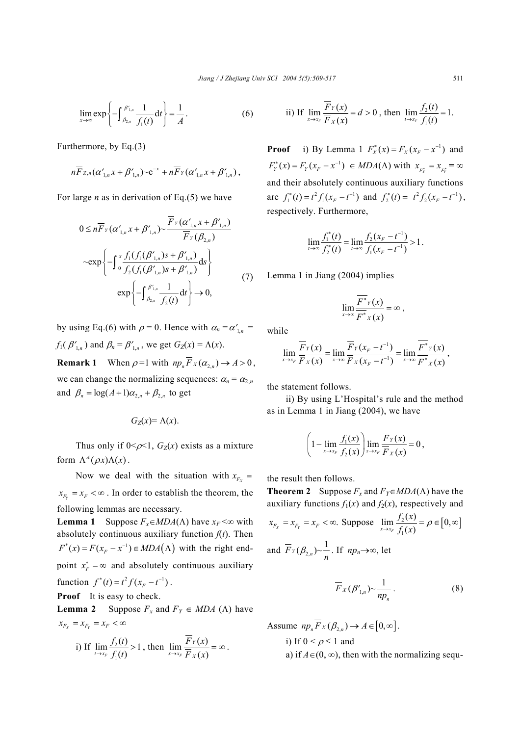$$\lim_{x\to\infty}\exp\left\{-\int_{\beta_{2,n}}^{\beta'_{1,n}}\frac{1}{f_1(t)}\mathrm{d}t\right\}=\frac{1}{A}. \tag{6}$$

Furthermore, by Eq.(3)

$$n\overline{F}_{Z,n}(\alpha'_{1,n}x+\beta'_{1,n})\sim \mathrm{e}^{-x}+n\overline{F}_Y(\alpha'_{1,n}x+\beta'_{1,n}),$$

For large $n$ as in derivation of Eq.(5) we have

$$\begin{aligned}0\le n\overline{F}_Y(\alpha'_{1,n}x+\beta'_{1,n})&\sim\frac{\overline{F}_Y(\alpha'_{1,n}x+\beta'_{1,n})}{\overline{F}_Y(\beta_{2,n})}\\&\sim\exp\left\{-\int_0^x\frac{f_1(f_1(\beta'_{1,n})s+\beta'_{1,n})}{f_2(f_1(\beta'_{1,n})s+\beta'_{1,n})}\mathrm{d}s\right\}\\&\quad\exp\left\{-\int_{\beta_{2,n}}^{\beta'_{1,n}}\frac{1}{f_2(t)}\mathrm{d}t\right\}\to 0,\end{aligned} \tag{7}$$

by using Eq.(6) with $\rho=0$. Hence with $\alpha_n=\alpha'_{1,n}=f_1(\beta'_{1,n})$ and $\beta_n=\beta'_{1,n}$, we get $G_Z(x)=\Lambda(x)$.

**Remark 1** When $\rho=1$ with $np_n\overline{F}_X(\alpha_{2,n})\to A>0$, we can change the normalizing sequences: $\alpha_n=\alpha_{2,n}$ and $\beta_n=\log(A+1)\alpha_{2,n}+\beta_{2,n}$ to get

$$G_Z(x)=\Lambda(x).$$

Thus only if $0<\rho<1$, $G_Z(x)$ exists as a mixture form $\Lambda^A(\rho x)\Lambda(x)$.

Now we deal with the situation with $x_{F_X}=x_{F_Y}=x_F<\infty$. In order to establish the theorem, the following lemmas are necessary.

**Lemma 1** Suppose $F_x\in MDA(\Lambda)$ have $x_F<\infty$ with absolutely continuous auxiliary function $f(t)$. Then $F^*(x)=F(x_F-x^{-1})\in MDA(\Lambda)$ with the right end-point $x_F^*=\infty$ and absolutely continuous auxiliary function $f^*(t)=t^2f(x_F-t^{-1})$.

**Proof** It is easy to check.

**Lemma 2** Suppose $F_x$ and $F_Y\in MDA(\Lambda)$ have $x_{F_X}=x_{F_Y}=x_F<\infty$

i) If $\lim_{t\to x_F}\frac{f_2(t)}{f_1(t)}>1$, then $\lim_{x\to x_F}\frac{\overline{F}_Y(x)}{\overline{F}_X(x)}=\infty$.

ii) If $\lim_{x\to x_F}\frac{\overline{F}_Y(x)}{\overline{F}_X(x)}=d>0$, then $\lim_{t\to x_F}\frac{f_2(t)}{f_1(t)}=1$.

**Proof** i) By Lemma 1 $F_X^*(x)=F_X(x_F-x^{-1})$ and $F_Y^*(x)=F_Y(x_F-x^{-1})\in MDA(\Lambda)$ with $x_{F_X^*}=x_{F_Y^*}=\infty$ and their absolutely continuous auxiliary functions are $f_1^*(t)=t^2f_1(x_F-t^{-1})$ and $f_2^*(t)=t^2f_2(x_F-t^{-1})$, respectively. Furthermore,

$$\lim_{t\to\infty}\frac{f_1^*(t)}{f_2^*(t)}=\lim_{t\to\infty}\frac{f_2(x_F-t^{-1})}{f_1(x_F-t^{-1})}>1.$$

Lemma 1 in Jiang (2004) implies

$$\lim_{x\to\infty}\frac{\overline{F^*}_Y(x)}{\overline{F^*}_X(x)}=\infty,$$

while

$$\lim_{x\to x_F}\frac{\overline{F}_Y(x)}{\overline{F}_X(x)}=\lim_{x\to\infty}\frac{\overline{F}_Y(x_F-t^{-1})}{\overline{F}_X(x_F-t^{-1})}=\lim_{x\to\infty}\frac{\overline{F^*}_Y(x)}{\overline{F^*}_X(x)},$$

the statement follows.

ii) By using L'Hospital's rule and the method as in Lemma 1 in Jiang (2004), we have

$$\left(1-\lim_{x\to x_F}\frac{f_1(x)}{f_2(x)}\right)\lim_{x\to x_F}\frac{\overline{F}_Y(x)}{\overline{F}_X(x)}=0,$$

the result then follows.

**Theorem 2** Suppose $F_x$ and $F_Y\in MDA(\Lambda)$ have the auxiliary functions $f_1(x)$ and $f_2(x)$, respectively and $x_{F_X}=x_{F_Y}=x_F<\infty$. Suppose $\lim_{x\to x_F}\frac{f_2(x)}{f_1(x)}=\rho\in[0,\infty]$ and $\overline{F}_Y(\beta_{2,n})\sim\frac{1}{n}$. If $np_n\to\infty$, let

$$\overline{F}_X(\beta'_{1,n})\sim\frac{1}{np_n}. \tag{8}$$

Assume $np_n\overline{F}_X(\beta_{2,n})\to A\in[0,\infty]$.

i) If $0<\rho\le 1$ and

a) if $A\in(0,\infty)$, then with the normalizing sequ-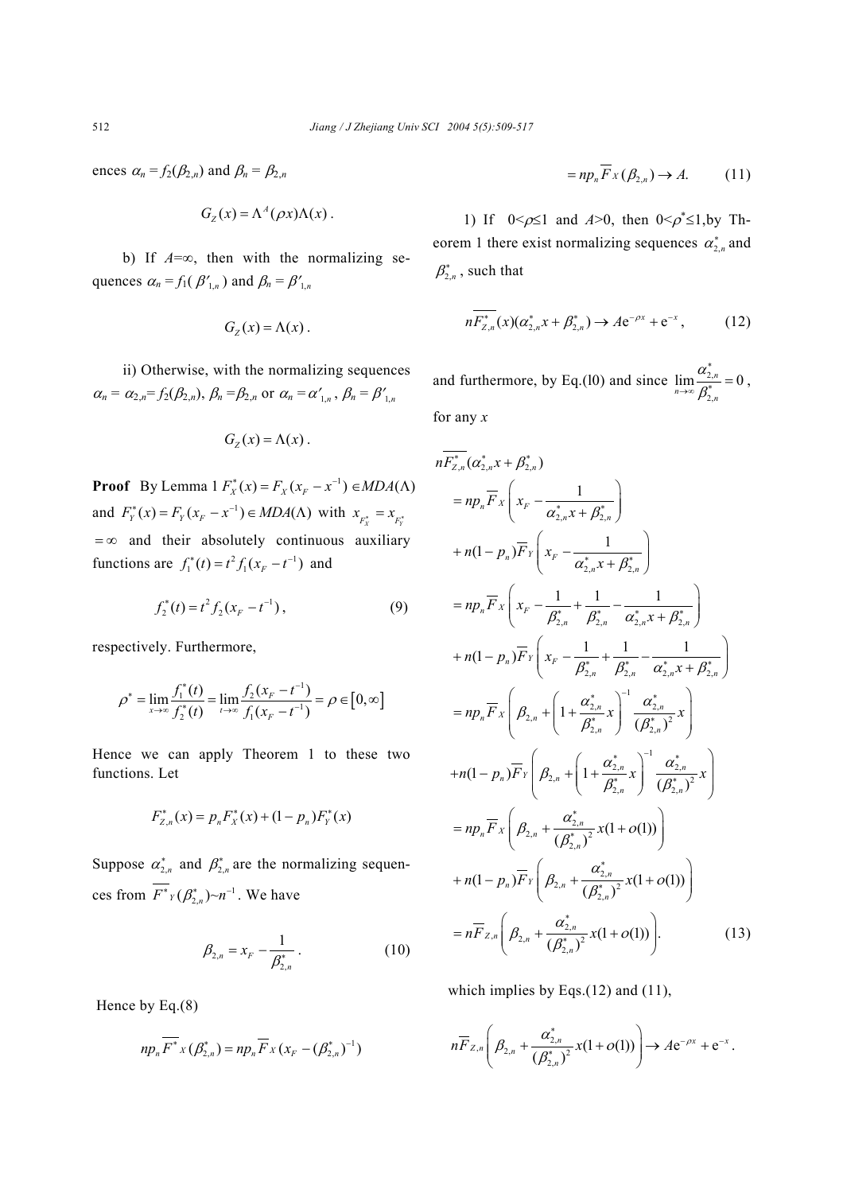ences $\alpha_n = f_2(\beta_{2,n})$ and $\beta_n = \beta_{2,n}$

$$G_Z(x) = \Lambda^A(\rho x)\Lambda(x).$$

b) If $A$=∞, then with the normalizing sequences $\alpha_n = f_1(\beta'_{1,n})$ and $\beta_n = \beta'_{1,n}$

$$G_Z(x) = \Lambda(x).$$

ii) Otherwise, with the normalizing sequences $\alpha_n = \alpha_{2,n} = f_2(\beta_{2,n})$, $\beta_n = \beta_{2,n}$ or $\alpha_n = \alpha'_{1,n}$, $\beta_n = \beta'_{1,n}$

$$G_Z(x) = \Lambda(x).$$

**Proof** By Lemma 1 $F_X^*(x) = F_X(x_F - x^{-1}) \in MDA(\Lambda)$ and $F_Y^*(x) = F_Y(x_F - x^{-1}) \in MDA(\Lambda)$ with $x_{F_X^*} = x_{F_Y^*} = \infty$ and their absolutely continuous auxiliary functions are $f_1^*(t) = t^2 f_1(x_F - t^{-1})$ and

$$f_2^*(t) = t^2 f_2(x_F - t^{-1}), \tag{9}$$

respectively. Furthermore,

$$\rho^* = \lim_{x\to\infty}\frac{f_1^*(t)}{f_2^*(t)} = \lim_{t\to\infty}\frac{f_2(x_F - t^{-1})}{f_1(x_F - t^{-1})} = \rho \in [0,\infty]$$

Hence we can apply Theorem 1 to these two functions. Let

$$F_{Z,n}^*(x) = p_n F_X^*(x) + (1-p_n)F_Y^*(x)$$

Suppose $\alpha_{2,n}^*$ and $\beta_{2,n}^*$ are the normalizing sequences from $\overline{F^*}_Y(\beta_{2,n}^*) \sim n^{-1}$. We have

$$\beta_{2,n} = x_F - \frac{1}{\beta_{2,n}^*}. \tag{10}$$

Hence by Eq.(8)

$$np_n\overline{F^*}_X(\beta_{2,n}^*) = np_n\overline{F}_X(x_F - (\beta_{2,n}^*)^{-1})$$

$$= np_n\overline{F}_X(\beta_{2,n}) \to A. \tag{11}$$

1) If $0<\rho\le 1$ and $A>0$, then $0<\rho^*\le 1$, by Theorem 1 there exist normalizing sequences $\alpha_{2,n}^*$ and $\beta_{2,n}^*$, such that

$$n\overline{F_{Z,n}^*}(x)(\alpha_{2,n}^* x + \beta_{2,n}^*) \to A\mathrm{e}^{-\rho x} + \mathrm{e}^{-x}, \tag{12}$$

and furthermore, by Eq.(10) and since $\lim_{n\to\infty}\frac{\alpha_{2,n}^*}{\beta_{2,n}^*} = 0$, for any $x$

$$\begin{aligned}
&n\overline{F_{Z,n}^*}(\alpha_{2,n}^* x + \beta_{2,n}^*)\\
&= np_n\overline{F}_X\left(x_F - \frac{1}{\alpha_{2,n}^* x + \beta_{2,n}^*}\right)\\
&\quad + n(1-p_n)\overline{F}_Y\left(x_F - \frac{1}{\alpha_{2,n}^* x + \beta_{2,n}^*}\right)\\
&= np_n\overline{F}_X\left(x_F - \frac{1}{\beta_{2,n}^*} + \frac{1}{\beta_{2,n}^*} - \frac{1}{\alpha_{2,n}^* x + \beta_{2,n}^*}\right)\\
&\quad + n(1-p_n)\overline{F}_Y\left(x_F - \frac{1}{\beta_{2,n}^*} + \frac{1}{\beta_{2,n}^*} - \frac{1}{\alpha_{2,n}^* x + \beta_{2,n}^*}\right)\\
&= np_n\overline{F}_X\left(\beta_{2,n} + \left(1 + \frac{\alpha_{2,n}^*}{\beta_{2,n}^*}x\right)^{-1}\frac{\alpha_{2,n}^*}{(\beta_{2,n}^*)^2}x\right)\\
&\quad + n(1-p_n)\overline{F}_Y\left(\beta_{2,n} + \left(1 + \frac{\alpha_{2,n}^*}{\beta_{2,n}^*}x\right)^{-1}\frac{\alpha_{2,n}^*}{(\beta_{2,n}^*)^2}x\right)\\
&= np_n\overline{F}_X\left(\beta_{2,n} + \frac{\alpha_{2,n}^*}{(\beta_{2,n}^*)^2}x(1+o(1))\right)\\
&\quad + n(1-p_n)\overline{F}_Y\left(\beta_{2,n} + \frac{\alpha_{2,n}^*}{(\beta_{2,n}^*)^2}x(1+o(1))\right)\\
&= n\overline{F}_{Z,n}\left(\beta_{2,n} + \frac{\alpha_{2,n}^*}{(\beta_{2,n}^*)^2}x(1+o(1))\right).
\end{aligned} \tag{13}$$

which implies by Eqs.(12) and (11),

$$n\overline{F}_{Z,n}\left(\beta_{2,n} + \frac{\alpha_{2,n}^*}{(\beta_{2,n}^*)^2}x(1+o(1))\right) \to A\mathrm{e}^{-\rho x} + \mathrm{e}^{-x}.$$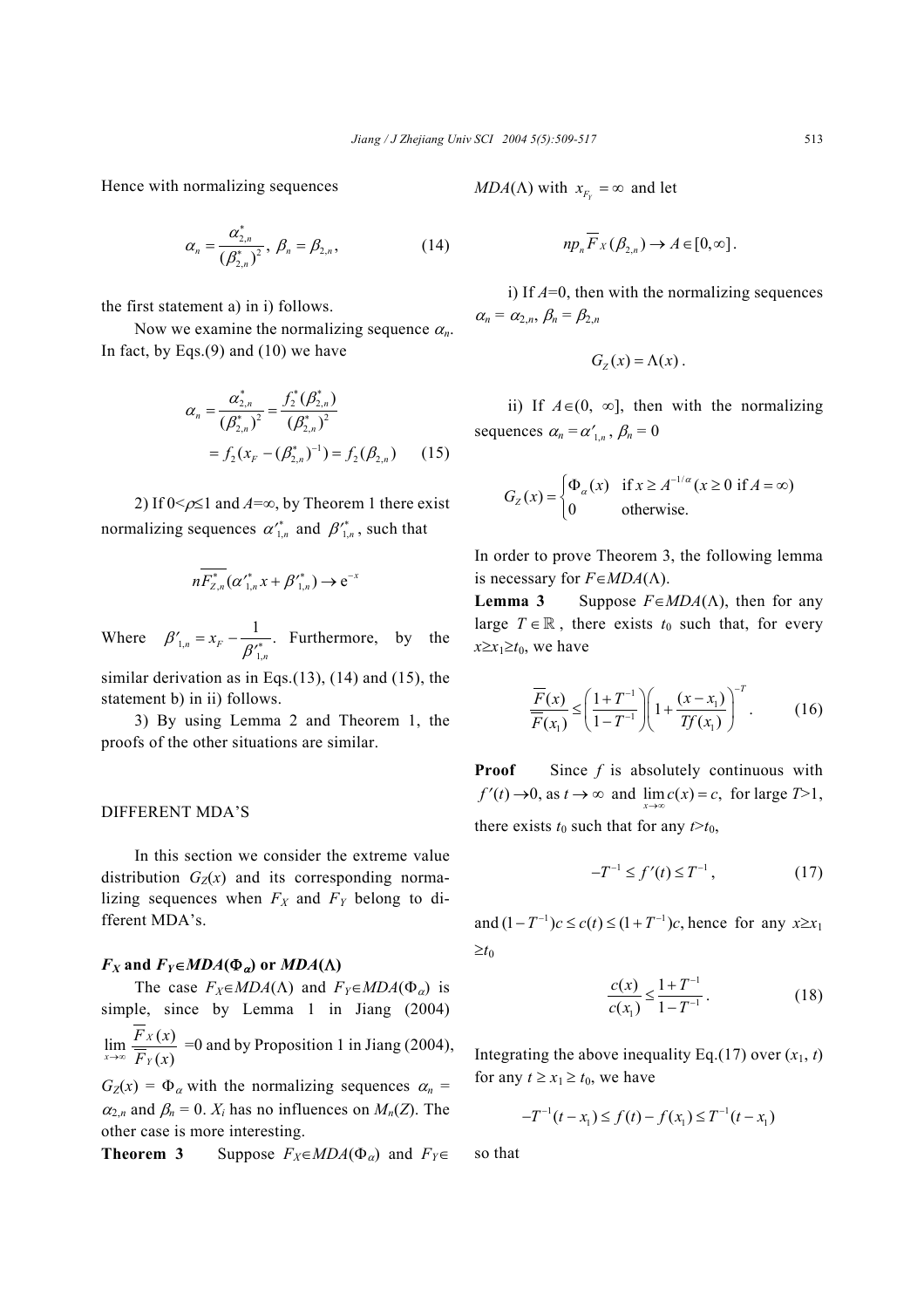Hence with normalizing sequences

$$\alpha_n = \frac{\alpha_{2,n}^*}{(\beta_{2,n}^*)^2},\ \beta_n = \beta_{2,n}, \tag{14}$$

the first statement a) in i) follows.

Now we examine the normalizing sequence $\alpha_n$. In fact, by Eqs.(9) and (10) we have

$$\alpha_n = \frac{\alpha_{2,n}^*}{(\beta_{2,n}^*)^2} = \frac{f_2^*(\beta_{2,n}^*)}{(\beta_{2,n}^*)^2} = f_2(x_F - (\beta_{2,n}^*)^{-1}) = f_2(\beta_{2,n}) \tag{15}$$

2) If $0<\rho\leq 1$ and $A=\infty$, by Theorem 1 there exist normalizing sequences $\alpha_{1,n}'^*$ and $\beta_{1,n}'^*$, such that

$$n\overline{F_{Z,n}^*}(\alpha_{1,n}'^* x + \beta_{1,n}'^*) \to \mathrm{e}^{-x}$$

Where $\beta_{1,n}' = x_F - \dfrac{1}{\beta_{1,n}'^*}$. Furthermore, by the similar derivation as in Eqs.(13), (14) and (15), the statement b) in ii) follows.

3) By using Lemma 2 and Theorem 1, the proofs of the other situations are similar.

## DIFFERENT MDA'S

In this section we consider the extreme value distribution $G_Z(x)$ and its corresponding normalizing sequences when $F_X$ and $F_Y$ belong to different MDA's.

### $F_X$ and $F_Y \in MDA(\Phi_\alpha)$ or $MDA(\Lambda)$

The case $F_X\in MDA(\Lambda)$ and $F_Y\in MDA(\Phi_\alpha)$ is simple, since by Lemma 1 in Jiang (2004) $\lim\limits_{x\to\infty}\dfrac{\overline{F}_X(x)}{\overline{F}_Y(x)}=0$ and by Proposition 1 in Jiang (2004), $G_Z(x) = \Phi_\alpha$ with the normalizing sequences $\alpha_n = \alpha_{2,n}$ and $\beta_n = 0$. $X_i$ has no influences on $M_n(Z)$. The other case is more interesting.

**Theorem 3** Suppose $F_X\in MDA(\Phi_\alpha)$ and $F_Y\in MDA(\Lambda)$ with $x_{F_Y}=\infty$ and let

$$np_n\overline{F}_X(\beta_{2,n}) \to A\in[0,\infty].$$

i) If $A=0$, then with the normalizing sequences $\alpha_n = \alpha_{2,n}$, $\beta_n = \beta_{2,n}$

$$G_Z(x) = \Lambda(x).$$

ii) If $A\in(0, \infty]$, then with the normalizing sequences $\alpha_n = \alpha_{1,n}'$, $\beta_n = 0$

$$G_Z(x) = \begin{cases}\Phi_\alpha(x) & \text{if } x\geq A^{-1/\alpha}\ (x\geq 0 \text{ if } A=\infty)\\ 0 & \text{otherwise.}\end{cases}$$

In order to prove Theorem 3, the following lemma is necessary for $F\in MDA(\Lambda)$.

**Lemma 3** Suppose $F\in MDA(\Lambda)$, then for any large $T\in\mathbb{R}$, there exists $t_0$ such that, for every $x\geq x_1\geq t_0$, we have

$$\frac{\overline{F}(x)}{\overline{F}(x_1)} \leq \left(\frac{1+T^{-1}}{1-T^{-1}}\right)\left(1+\frac{(x-x_1)}{Tf(x_1)}\right)^{-T}. \tag{16}$$

**Proof** Since $f$ is absolutely continuous with $f'(t)\to 0$, as $t\to\infty$ and $\lim\limits_{x\to\infty}c(x)=c$, for large $T>1$, there exists $t_0$ such that for any $t>t_0$,

$$-T^{-1}\leq f'(t)\leq T^{-1}, \tag{17}$$

and $(1-T^{-1})c\leq c(t)\leq(1+T^{-1})c$, hence for any $x\geq x_1\geq t_0$

$$\frac{c(x)}{c(x_1)}\leq\frac{1+T^{-1}}{1-T^{-1}}. \tag{18}$$

Integrating the above inequality Eq.(17) over $(x_1, t)$ for any $t\geq x_1\geq t_0$, we have

$$-T^{-1}(t-x_1)\leq f(t)-f(x_1)\leq T^{-1}(t-x_1)$$

so that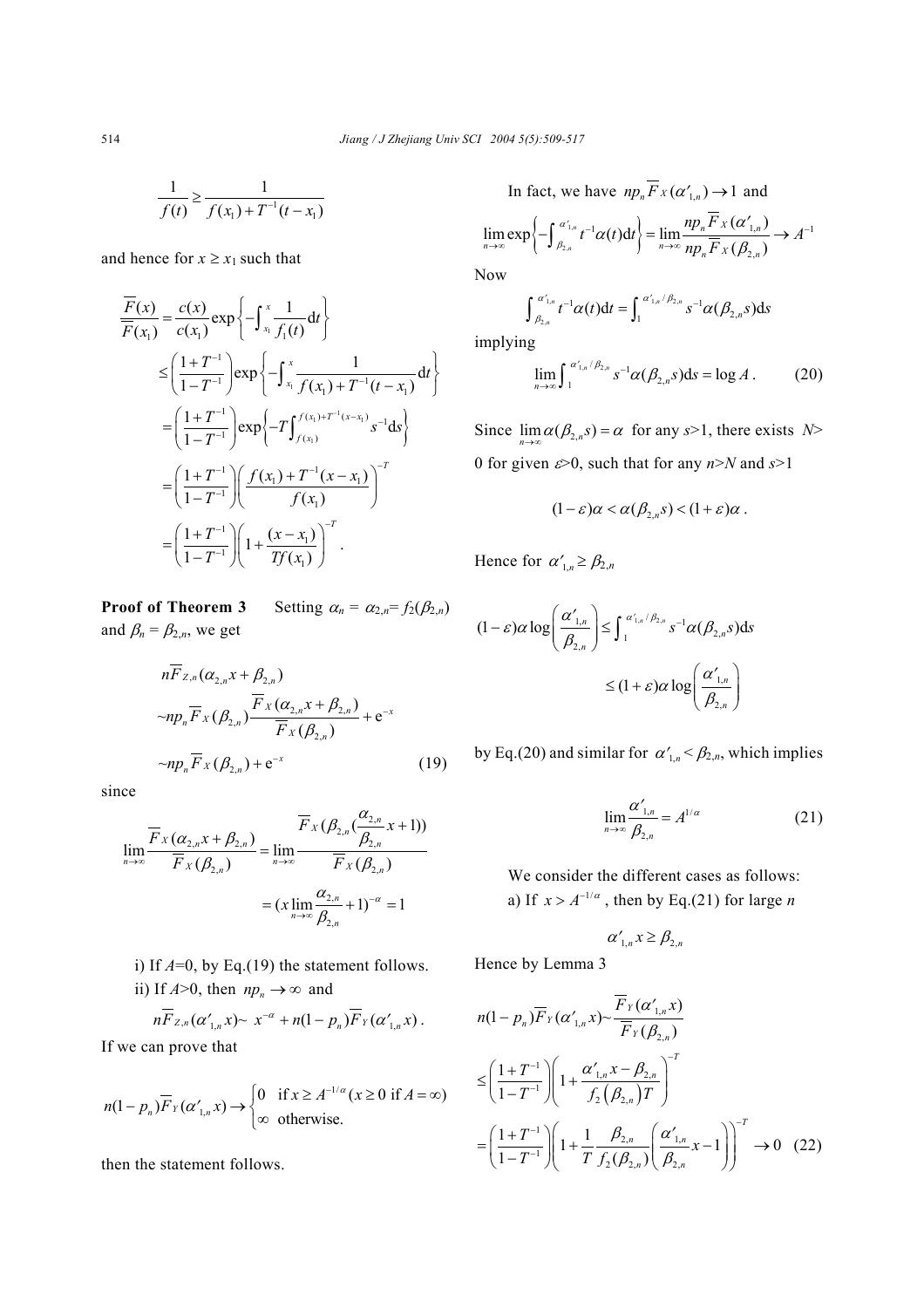$$\frac{1}{f(t)} \geq \frac{1}{f(x_1)+T^{-1}(t-x_1)}$$

and hence for $x \geq x_1$ such that

$$\begin{aligned}
\frac{\overline{F}(x)}{\overline{F}(x_1)} &= \frac{c(x)}{c(x_1)} \exp\left\{-\int_{x_1}^{x} \frac{1}{f_1(t)} \mathrm{d}t\right\} \\
&\leq \left(\frac{1+T^{-1}}{1-T^{-1}}\right) \exp\left\{-\int_{x_1}^{x} \frac{1}{f(x_1)+T^{-1}(t-x_1)} \mathrm{d}t\right\} \\
&= \left(\frac{1+T^{-1}}{1-T^{-1}}\right) \exp\left\{-T\int_{f(x_1)}^{f(x_1)+T^{-1}(x-x_1)} s^{-1} \mathrm{d}s\right\} \\
&= \left(\frac{1+T^{-1}}{1-T^{-1}}\right)\left(\frac{f(x_1)+T^{-1}(x-x_1)}{f(x_1)}\right)^{-T} \\
&= \left(\frac{1+T^{-1}}{1-T^{-1}}\right)\left(1+\frac{(x-x_1)}{Tf(x_1)}\right)^{-T}.
\end{aligned}$$

**Proof of Theorem 3** Setting $\alpha_n = \alpha_{2,n} = f_2(\beta_{2,n})$ and $\beta_n = \beta_{2,n}$, we get

$$\begin{aligned}
& n\overline{F}_{Z,n}(\alpha_{2,n}x+\beta_{2,n}) \\
& \sim np_n \overline{F}_X(\beta_{2,n}) \frac{\overline{F}_X(\alpha_{2,n}x+\beta_{2,n})}{\overline{F}_X(\beta_{2,n})} + \mathrm{e}^{-x} \\
& \sim np_n \overline{F}_X(\beta_{2,n}) + \mathrm{e}^{-x} \qquad (19)
\end{aligned}$$

since

$$\begin{aligned}
\lim_{n\to\infty} \frac{\overline{F}_X(\alpha_{2,n}x+\beta_{2,n})}{\overline{F}_X(\beta_{2,n})} &= \lim_{n\to\infty} \frac{\overline{F}_X(\beta_{2,n}(\frac{\alpha_{2,n}}{\beta_{2,n}}x+1))}{\overline{F}_X(\beta_{2,n})} \\
&= (x\lim_{n\to\infty} \frac{\alpha_{2,n}}{\beta_{2,n}}+1)^{-\alpha} = 1
\end{aligned}$$

i) If $A$=0, by Eq.(19) the statement follows.

ii) If $A$>0, then $np_n \to \infty$ and

$$n\overline{F}_{Z,n}(\alpha'_{1,n}x) \sim x^{-\alpha} + n(1-p_n)\overline{F}_Y(\alpha'_{1,n}x).$$

If we can prove that

$$n(1-p_n)\overline{F}_Y(\alpha'_{1,n}x) \to \begin{cases} 0 & \text{if } x \geq A^{-1/\alpha} \, (x \geq 0 \text{ if } A = \infty) \\ \infty & \text{otherwise.} \end{cases}$$

then the statement follows.

In fact, we have $np_n \overline{F}_X(\alpha'_{1,n}) \to 1$ and

$$\lim_{n\to\infty} \exp\left\{-\int_{\beta_{2,n}}^{\alpha'_{1,n}} t^{-1}\alpha(t)\mathrm{d}t\right\} = \lim_{n\to\infty} \frac{np_n \overline{F}_X(\alpha'_{1,n})}{np_n \overline{F}_X(\beta_{2,n})} \to A^{-1}$$

Now

$$\int_{\beta_{2,n}}^{\alpha'_{1,n}} t^{-1}\alpha(t)\mathrm{d}t = \int_{1}^{\alpha'_{1,n}/\beta_{2,n}} s^{-1}\alpha(\beta_{2,n}s)\mathrm{d}s$$

implying

$$\lim_{n\to\infty} \int_{1}^{\alpha'_{1,n}/\beta_{2,n}} s^{-1}\alpha(\beta_{2,n}s)\mathrm{d}s = \log A. \qquad (20)$$

Since $\lim_{n\to\infty} \alpha(\beta_{2,n}s) = \alpha$ for any $s$>1, there exists $N$> 0 for given $\varepsilon$>0, such that for any $n$>$N$ and $s$>1

$$(1-\varepsilon)\alpha < \alpha(\beta_{2,n}s) < (1+\varepsilon)\alpha.$$

Hence for $\alpha'_{1,n} \geq \beta_{2,n}$

$$\begin{aligned}
(1-\varepsilon)\alpha \log\left(\frac{\alpha'_{1,n}}{\beta_{2,n}}\right) &\leq \int_{1}^{\alpha'_{1,n}/\beta_{2,n}} s^{-1}\alpha(\beta_{2,n}s)\mathrm{d}s \\
&\leq (1+\varepsilon)\alpha \log\left(\frac{\alpha'_{1,n}}{\beta_{2,n}}\right)
\end{aligned}$$

by Eq.(20) and similar for $\alpha'_{1,n} < \beta_{2,n}$, which implies

$$\lim_{n\to\infty} \frac{\alpha'_{1,n}}{\beta_{2,n}} = A^{1/\alpha} \qquad (21)$$

We consider the different cases as follows:

a) If $x > A^{-1/\alpha}$, then by Eq.(21) for large $n$

$$\alpha'_{1,n}x \geq \beta_{2,n}$$

Hence by Lemma 3

$$\begin{aligned}
& n(1-p_n)\overline{F}_Y(\alpha'_{1,n}x) \sim \frac{\overline{F}_Y(\alpha'_{1,n}x)}{\overline{F}_Y(\beta_{2,n})} \\
& \leq \left(\frac{1+T^{-1}}{1-T^{-1}}\right)\left(1+\frac{\alpha'_{1,n}x-\beta_{2,n}}{f_2(\beta_{2,n})T}\right)^{-T} \\
& = \left(\frac{1+T^{-1}}{1-T^{-1}}\right)\left(1+\frac{1}{T}\frac{\beta_{2,n}}{f_2(\beta_{2,n})}\left(\frac{\alpha'_{1,n}}{\beta_{2,n}}x-1\right)\right)^{-T} \to 0 \qquad (22)
\end{aligned}$$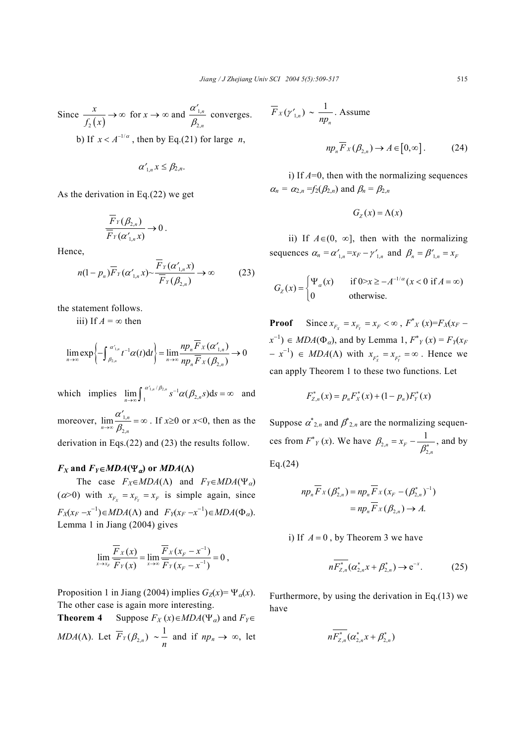Since $\frac{x}{f_2(x)} \to \infty$ for $x \to \infty$ and $\frac{\alpha'_{1,n}}{\beta_{2,n}}$ converges.

b) If $x < A^{-1/\alpha}$, then by Eq.(21) for large $n$,

$$\alpha'_{1,n} x \le \beta_{2,n}.$$

As the derivation in Eq.(22) we get

$$\frac{\overline{F}_Y(\beta_{2,n})}{\overline{F}_Y(\alpha'_{1,n} x)} \to 0 .$$

Hence,

$$n(1-p_n)\overline{F}_Y(\alpha'_{1,n} x) \sim \frac{\overline{F}_Y(\alpha'_{1,n} x)}{\overline{F}_Y(\beta_{2,n})} \to \infty \tag{23}$$

the statement follows.

iii) If $A = \infty$ then

$$\lim_{n\to\infty} \exp\left\{-\int_{\beta_{2,n}}^{\alpha'_{1,n}} t^{-1}\alpha(t)\mathrm{d}t\right\} = \lim_{n\to\infty} \frac{np_n \overline{F}_X(\alpha'_{1,n})}{np_n \overline{F}_X(\beta_{2,n})} \to 0$$

which implies $\lim_{n\to\infty} \int_1^{\alpha'_{1,n}/\beta_{2,n}} s^{-1}\alpha(\beta_{2,n}s)\mathrm{d}s = \infty$ and moreover, $\lim_{n\to\infty} \frac{\alpha'_{1,n}}{\beta_{2,n}} = \infty$. If $x \ge 0$ or $x<0$, then as the derivation in Eqs.(22) and (23) the results follow.

### $F_X$ and $F_Y \in MDA(\Psi_\alpha)$ or $MDA(\Lambda)$

The case $F_X \in MDA(\Lambda)$ and $F_Y \in MDA(\Psi_\alpha)$ ($\alpha>0$) with $x_{F_X} = x_{F_Y} = x_F$ is simple again, since $F_X(x_F - x^{-1}) \in MDA(\Lambda)$ and $F_Y(x_F - x^{-1}) \in MDA(\Phi_\alpha)$. Lemma 1 in Jiang (2004) gives

$$\lim_{x\to x_F} \frac{\overline{F}_X(x)}{\overline{F}_Y(x)} = \lim_{x\to\infty} \frac{\overline{F}_X(x_F - x^{-1})}{\overline{F}_Y(x_F - x^{-1})} = 0 ,$$

Proposition 1 in Jiang (2004) implies $G_Z(x) = \Psi_\alpha(x)$. The other case is again more interesting.

**Theorem 4** Suppose $F_X(x) \in MDA(\Psi_\alpha)$ and $F_Y \in MDA(\Lambda)$. Let $\overline{F}_Y(\beta_{2,n}) \sim \frac{1}{n}$ and if $np_n \to \infty$, let $\overline{F}_X(\gamma'_{1,n}) \sim \frac{1}{np_n}$. Assume

$$np_n \overline{F}_X(\beta_{2,n}) \to A \in [0, \infty] . \tag{24}$$

i) If $A=0$, then with the normalizing sequences $\alpha_n = \alpha_{2,n} = f_2(\beta_{2,n})$ and $\beta_n = \beta_{2,n}$

$$G_Z(x) = \Lambda(x)$$

ii) If $A \in (0, \infty]$, then with the normalizing sequences $\alpha_n = \alpha'_{1,n} = x_F - \gamma'_{1,n}$ and $\beta_n = \beta'_{1,n} = x_F$

$$G_Z(x) = \begin{cases} \Psi_\alpha(x) & \text{if } 0 > x \ge -A^{-1/\alpha} \ (x<0 \text{ if } A = \infty) \\ 0 & \text{otherwise.} \end{cases}$$

**Proof** Since $x_{F_X} = x_{F_Y} = x_F < \infty$, $F^*_X(x) = F_X(x_F - x^{-1}) \in MDA(\Phi_\alpha)$, and by Lemma 1, $F^*_Y(x) = F_Y(x_F - x^{-1}) \in MDA(\Lambda)$ with $x_{F^*_X} = x_{F^*_Y} = \infty$. Hence we can apply Theorem 1 to these two functions. Let

$$F^*_{Z,n}(x) = p_n F^*_X(x) + (1-p_n) F^*_Y(x)$$

Suppose $\alpha^*_{2,n}$ and $\beta^*_{2,n}$ are the normalizing sequences from $F^*_Y(x)$. We have $\beta_{2,n} = x_F - \frac{1}{\beta^*_{2,n}}$, and by Eq.(24)

$$\begin{aligned} np_n \overline{F}_X(\beta^*_{2,n}) &= np_n \overline{F}_X(x_F - (\beta^*_{2,n})^{-1}) \\ &= np_n \overline{F}_X(\beta_{2,n}) \to A. \end{aligned}$$

i) If $A = 0$, by Theorem 3 we have

$$n\overline{F^*_{Z,n}}(\alpha^*_{2,n} x + \beta^*_{2,n}) \to \mathrm{e}^{-x} . \tag{25}$$

Furthermore, by using the derivation in Eq.(13) we have

$$n\overline{F^*_{Z,n}}(\alpha^*_{2,n} x + \beta^*_{2,n})$$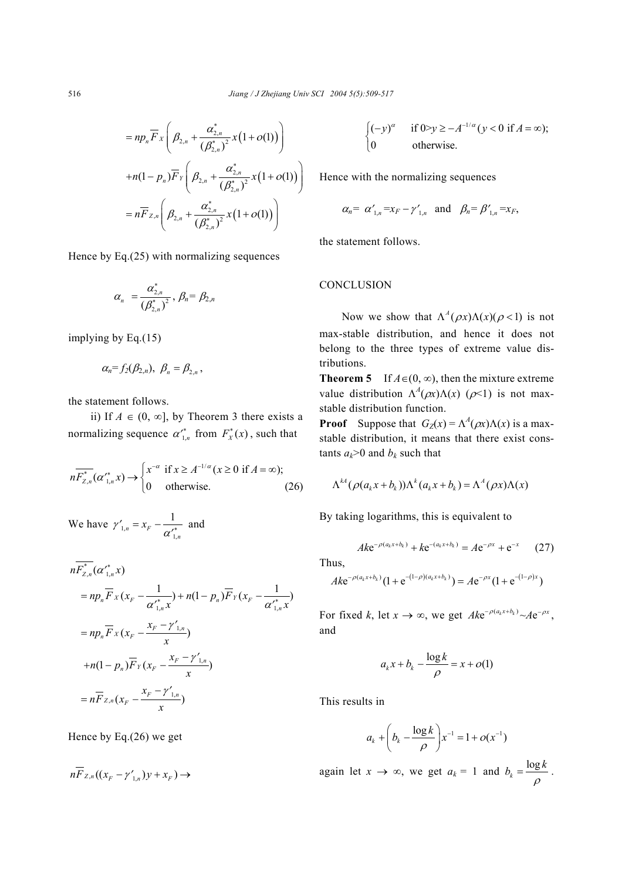$$= np_n \overline{F}_X\left(\beta_{2,n} + \frac{\alpha^*_{2,n}}{(\beta^*_{2,n})^2} x\left(1+o(1)\right)\right)$$

$$+ n(1-p_n)\overline{F}_Y\left(\beta_{2,n} + \frac{\alpha^*_{2,n}}{(\beta^*_{2,n})^2} x\left(1+o(1)\right)\right)$$

$$= n\overline{F}_{Z,n}\left(\beta_{2,n} + \frac{\alpha^*_{2,n}}{(\beta^*_{2,n})^2} x\left(1+o(1)\right)\right)$$

Hence by Eq.(25) with normalizing sequences

$$\alpha_n = \frac{\alpha^*_{2,n}}{(\beta^*_{2,n})^2},\ \beta_n = \beta_{2,n}$$

implying by Eq.(15)

$$\alpha_n = f_2(\beta_{2,n}),\ \beta_n = \beta_{2,n},$$

the statement follows.

ii) If $A \in (0, \infty]$, by Theorem 3 there exists a normalizing sequence $\alpha'^*_{1,n}$ from $F^*_X(x)$, such that

$$n\overline{F^*_{Z,n}}(\alpha'^*_{1,n} x) \to \begin{cases} x^{-\alpha} & \text{if } x \geq A^{-1/\alpha}\ (x \geq 0 \text{ if } A = \infty); \\ 0 & \text{otherwise.} \end{cases} \tag{26}$$

We have $\gamma'_{1,n} = x_F - \dfrac{1}{\alpha'^*_{1,n}}$ and

$$n\overline{F^*_{Z,n}}(\alpha'^*_{1,n} x)$$

$$= np_n \overline{F}_X(x_F - \frac{1}{\alpha'^*_{1,n} x}) + n(1-p_n)\overline{F}_Y(x_F - \frac{1}{\alpha'^*_{1,n} x})$$

$$= np_n \overline{F}_X(x_F - \frac{x_F - \gamma'_{1,n}}{x})$$

$$+ n(1-p_n)\overline{F}_Y(x_F - \frac{x_F - \gamma'_{1,n}}{x})$$

$$= n\overline{F}_{Z,n}(x_F - \frac{x_F - \gamma'_{1,n}}{x})$$

Hence by Eq.(26) we get

$$n\overline{F}_{Z,n}((x_F - \gamma'_{1,n})y + x_F) \to$$

$$\begin{cases} (-y)^{\alpha} & \text{if } 0 > y \geq -A^{-1/\alpha}\ (y < 0 \text{ if } A = \infty); \\ 0 & \text{otherwise.} \end{cases}$$

Hence with the normalizing sequences

$$\alpha_n = \alpha'_{1,n} = x_F - \gamma'_{1,n} \quad \text{and} \quad \beta_n = \beta'_{1,n} = x_F,$$

the statement follows.

## CONCLUSION

Now we show that $\Lambda^A(\rho x)\Lambda(x)(\rho < 1)$ is not max-stable distribution, and hence it does not belong to the three types of extreme value distributions.

**Theorem 5** If $A \in (0, \infty)$, then the mixture extreme value distribution $\Lambda^A(\rho x)\Lambda(x)$ ($\rho < 1$) is not max-stable distribution function.

**Proof** Suppose that $G_Z(x) = \Lambda^A(\rho x)\Lambda(x)$ is a max-stable distribution, it means that there exist constants $a_k > 0$ and $b_k$ such that

$$\Lambda^{kA}(\rho(a_k x + b_k))\Lambda^k(a_k x + b_k) = \Lambda^A(\rho x)\Lambda(x)$$

By taking logarithms, this is equivalent to

$$Ak\mathrm{e}^{-\rho(a_k x + b_k)} + k\mathrm{e}^{-(a_k x + b_k)} = A\mathrm{e}^{-\rho x} + \mathrm{e}^{-x} \tag{27}$$

Thus,

$$Ak\mathrm{e}^{-\rho(a_k x + b_k)}(1 + \mathrm{e}^{-(1-\rho)(a_k x + b_k)}) = A\mathrm{e}^{-\rho x}(1 + \mathrm{e}^{-(1-\rho)x})$$

For fixed $k$, let $x \to \infty$, we get $Ak\mathrm{e}^{-\rho(a_k x + b_k)} \sim A\mathrm{e}^{-\rho x}$, and

$$a_k x + b_k - \frac{\log k}{\rho} = x + o(1)$$

This results in

$$a_k + \left(b_k - \frac{\log k}{\rho}\right)x^{-1} = 1 + o(x^{-1})$$

again let $x \to \infty$, we get $a_k = 1$ and $b_k = \dfrac{\log k}{\rho}$.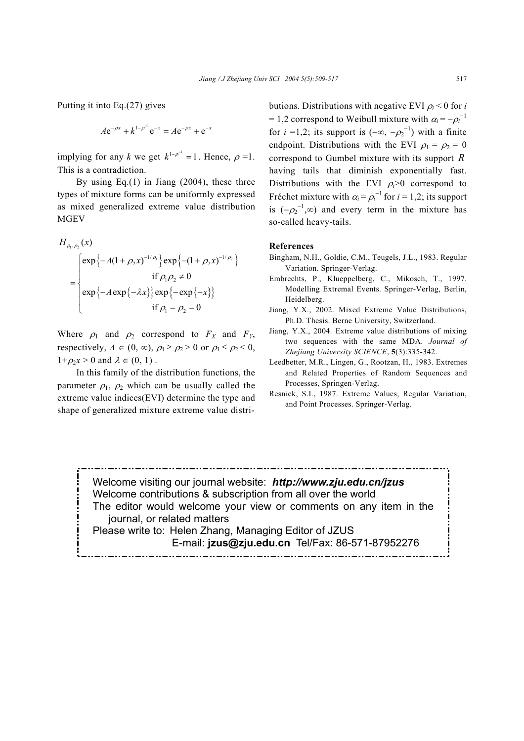Putting it into Eq.(27) gives

$$Ae^{-\rho x} + k^{1-\rho^{-1}}e^{-x} = Ae^{-\rho x} + e^{-x}$$

implying for any $k$ we get $k^{1-\rho^{-1}} = 1$. Hence, $\rho = 1$. This is a contradiction.

By using Eq.(1) in Jiang (2004), these three types of mixture forms can be uniformly expressed as mixed generalized extreme value distribution MGEV

$$H_{\rho_1,\rho_2}(x) = \begin{cases} \exp\left\{-A(1+\rho_2 x)^{-1/\rho_1}\right\}\exp\left\{-(1+\rho_2 x)^{-1/\rho_2}\right\} & \text{if } \rho_1\rho_2 \neq 0 \\ \exp\left\{-A\exp\left\{-\lambda x\right\}\right\}\exp\left\{-\exp\left\{-x\right\}\right\} & \text{if } \rho_1 = \rho_2 = 0 \end{cases}$$

Where $\rho_1$ and $\rho_2$ correspond to $F_X$ and $F_Y$, respectively, $A \in (0, \infty)$, $\rho_1 \geq \rho_2 > 0$ or $\rho_1 \leq \rho_2 < 0$, $1+\rho_2 x > 0$ and $\lambda \in (0, 1)$ .

In this family of the distribution functions, the parameter $\rho_1$, $\rho_2$ which can be usually called the extreme value indices(EVI) determine the type and shape of generalized mixture extreme value distributions. Distributions with negative EVI $\rho_i < 0$ for $i = 1,2$ correspond to Weibull mixture with $\alpha_i = -\rho_i^{-1}$ for $i = 1,2$; its support is $(-\infty, -\rho_2^{-1})$ with a finite endpoint. Distributions with the EVI $\rho_1 = \rho_2 = 0$ correspond to Gumbel mixture with its support $R$ having tails that diminish exponentially fast. Distributions with the EVI $\rho_i > 0$ correspond to Fréchet mixture with $\alpha_i = \rho_i^{-1}$ for $i = 1,2$; its support is $(-\rho_2^{-1}, \infty)$ and every term in the mixture has so-called heavy-tails.

## References

Bingham, N.H., Goldie, C.M., Teugels, J.L., 1983. Regular Variation. Springer-Verlag.

Embrechts, P., Klueppelberg, C., Mikosch, T., 1997. Modelling Extremal Events. Springer-Verlag, Berlin, Heidelberg.

Jiang, Y.X., 2002. Mixed Extreme Value Distributions, Ph.D. Thesis. Berne University, Switzerland.

Jiang, Y.X., 2004. Extreme value distributions of mixing two sequences with the same MDA. *Journal of Zhejiang University SCIENCE*, **5**(3):335-342.

Leedbetter, M.R., Lingen, G., Rootzan, H., 1983. Extremes and Related Properties of Random Sequences and Processes, Springen-Verlag.

Resnick, S.I., 1987. Extreme Values, Regular Variation, and Point Processes. Springer-Verlag.

Welcome visiting our journal website: ***http://www.zju.edu.cn/jzus***
Welcome contributions & subscription from all over the world
The editor would welcome your view or comments on any item in the journal, or related matters
Please write to: Helen Zhang, Managing Editor of JZUS
E-mail: **jzus@zju.edu.cn** Tel/Fax: 86-571-87952276